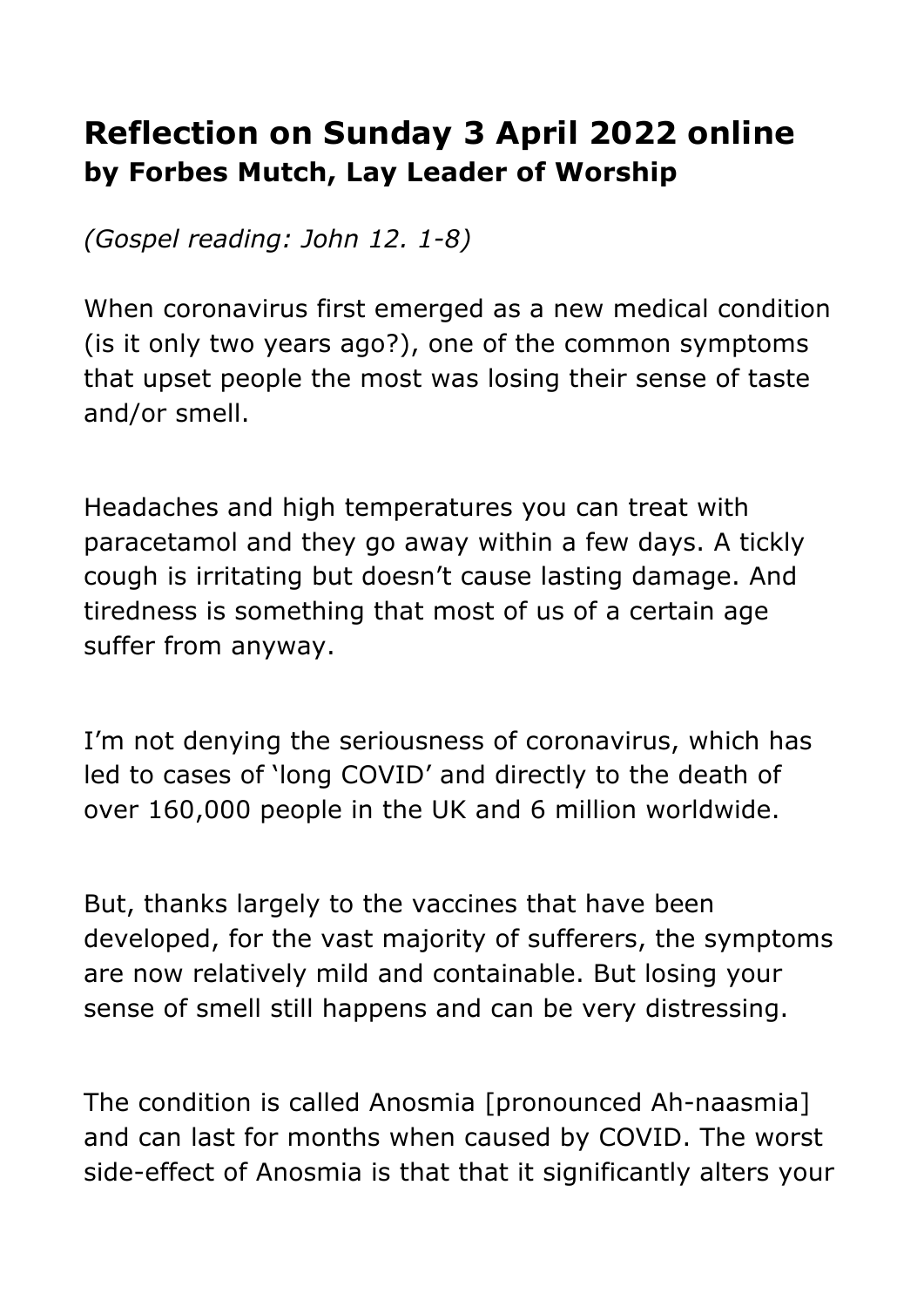## Reflection on Sunday 3 April 2022 online
### by Forbes Mutch, Lay Leader of Worship

*(Gospel reading: John 12. 1-8)*

When coronavirus first emerged as a new medical condition (is it only two years ago?), one of the common symptoms that upset people the most was losing their sense of taste and/or smell.

Headaches and high temperatures you can treat with paracetamol and they go away within a few days. A tickly cough is irritating but doesn't cause lasting damage. And tiredness is something that most of us of a certain age suffer from anyway.

I'm not denying the seriousness of coronavirus, which has led to cases of 'long COVID' and directly to the death of over 160,000 people in the UK and 6 million worldwide.

But, thanks largely to the vaccines that have been developed, for the vast majority of sufferers, the symptoms are now relatively mild and containable. But losing your sense of smell still happens and can be very distressing.

The condition is called Anosmia [pronounced Ah-naasmia] and can last for months when caused by COVID. The worst side-effect of Anosmia is that that it significantly alters your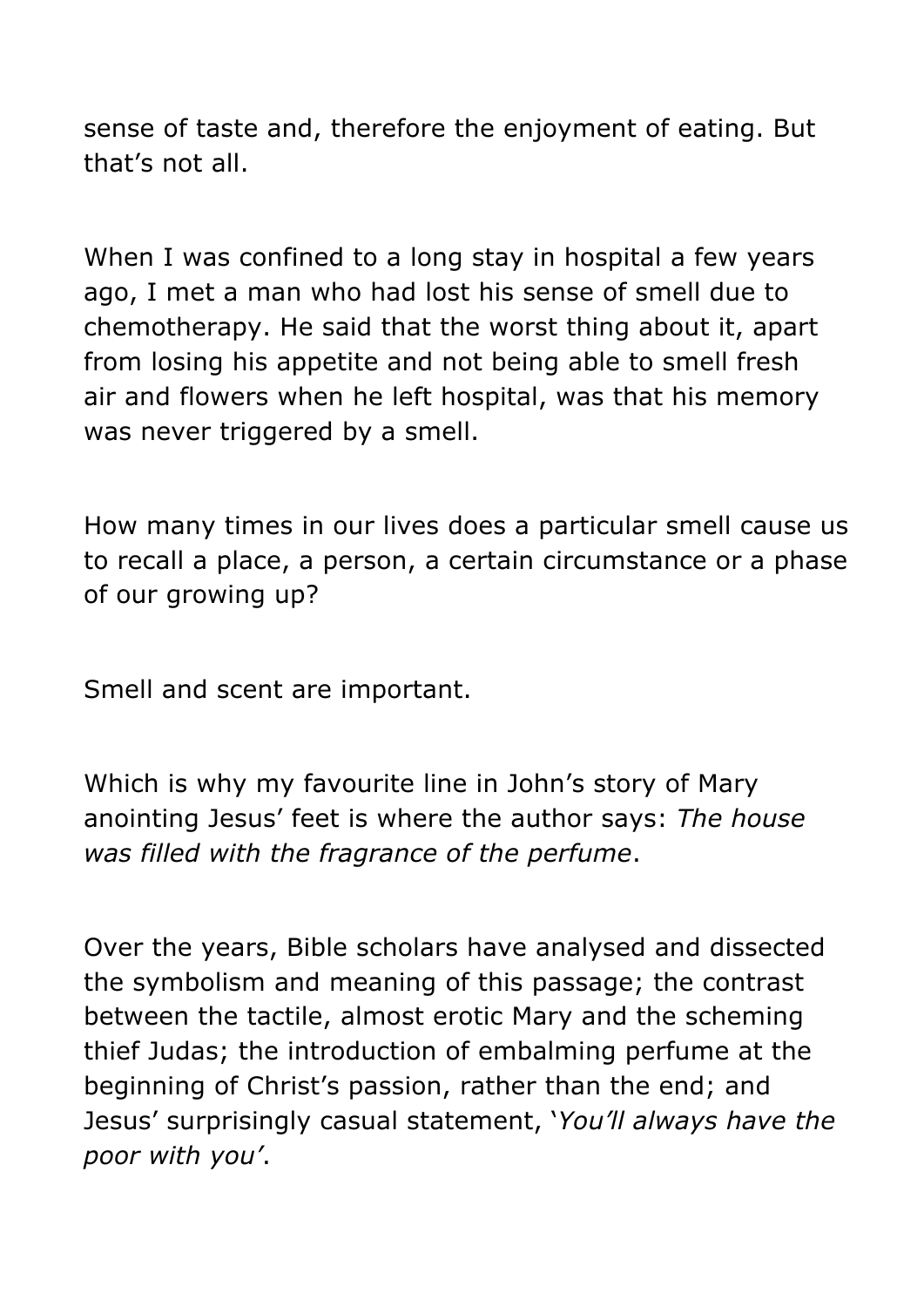sense of taste and, therefore the enjoyment of eating. But that's not all.

When I was confined to a long stay in hospital a few years ago, I met a man who had lost his sense of smell due to chemotherapy. He said that the worst thing about it, apart from losing his appetite and not being able to smell fresh air and flowers when he left hospital, was that his memory was never triggered by a smell.

How many times in our lives does a particular smell cause us to recall a place, a person, a certain circumstance or a phase of our growing up?

Smell and scent are important.

Which is why my favourite line in John's story of Mary anointing Jesus' feet is where the author says: *The house was filled with the fragrance of the perfume*.

Over the years, Bible scholars have analysed and dissected the symbolism and meaning of this passage; the contrast between the tactile, almost erotic Mary and the scheming thief Judas; the introduction of embalming perfume at the beginning of Christ's passion, rather than the end; and Jesus' surprisingly casual statement, '*You'll always have the poor with you'*.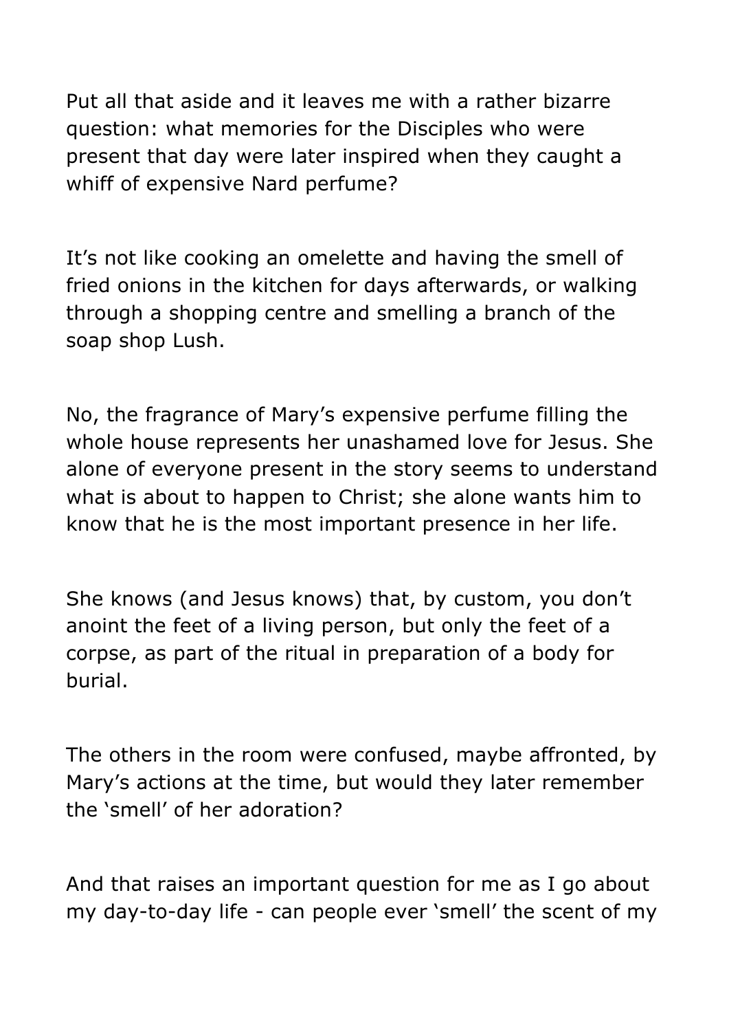Put all that aside and it leaves me with a rather bizarre question: what memories for the Disciples who were present that day were later inspired when they caught a whiff of expensive Nard perfume?

It's not like cooking an omelette and having the smell of fried onions in the kitchen for days afterwards, or walking through a shopping centre and smelling a branch of the soap shop Lush.

No, the fragrance of Mary's expensive perfume filling the whole house represents her unashamed love for Jesus. She alone of everyone present in the story seems to understand what is about to happen to Christ; she alone wants him to know that he is the most important presence in her life.

She knows (and Jesus knows) that, by custom, you don't anoint the feet of a living person, but only the feet of a corpse, as part of the ritual in preparation of a body for burial.

The others in the room were confused, maybe affronted, by Mary's actions at the time, but would they later remember the 'smell' of her adoration?

And that raises an important question for me as I go about my day-to-day life - can people ever 'smell' the scent of my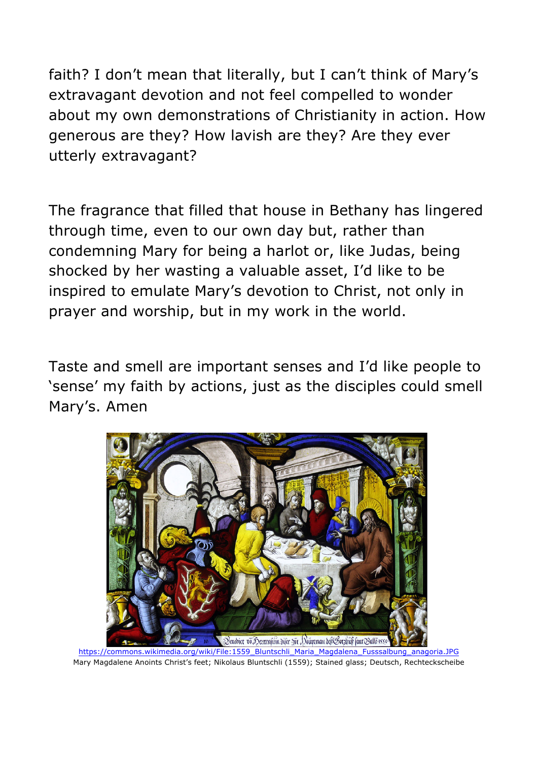faith? I don't mean that literally, but I can't think of Mary's extravagant devotion and not feel compelled to wonder about my own demonstrations of Christianity in action. How generous are they? How lavish are they? Are they ever utterly extravagant?

The fragrance that filled that house in Bethany has lingered through time, even to our own day but, rather than condemning Mary for being a harlot or, like Judas, being shocked by her wasting a valuable asset, I'd like to be inspired to emulate Mary's devotion to Christ, not only in prayer and worship, but in my work in the world.

Taste and smell are important senses and I'd like people to 'sense' my faith by actions, just as the disciples could smell Mary's. Amen

https://commons.wikimedia.org/wiki/File:1559_Bluntschli_Maria_Magdalena_Fusssalbung_anagoria.JPG
Mary Magdalene Anoints Christ's feet; Nikolaus Bluntschli (1559); Stained glass; Deutsch, Rechteckscheibe